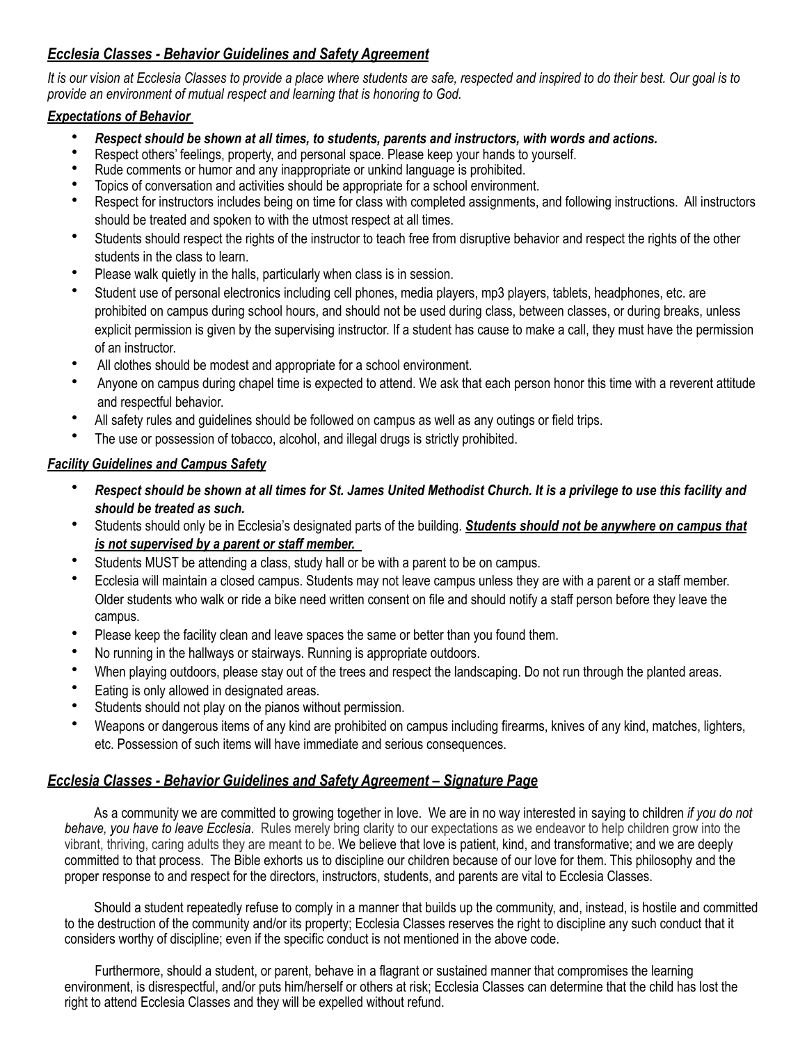## ***Ecclesia Classes - Behavior Guidelines and Safety Agreement***

*It is our vision at Ecclesia Classes to provide a place where students are safe, respected and inspired to do their best. Our goal is to provide an environment of mutual respect and learning that is honoring to God.*

### ***Expectations of Behavior***

- ***Respect should be shown at all times, to students, parents and instructors, with words and actions.***
- Respect others' feelings, property, and personal space. Please keep your hands to yourself.
- Rude comments or humor and any inappropriate or unkind language is prohibited.
- Topics of conversation and activities should be appropriate for a school environment.
- Respect for instructors includes being on time for class with completed assignments, and following instructions. All instructors should be treated and spoken to with the utmost respect at all times.
- Students should respect the rights of the instructor to teach free from disruptive behavior and respect the rights of the other students in the class to learn.
- Please walk quietly in the halls, particularly when class is in session.
- Student use of personal electronics including cell phones, media players, mp3 players, tablets, headphones, etc. are prohibited on campus during school hours, and should not be used during class, between classes, or during breaks, unless explicit permission is given by the supervising instructor. If a student has cause to make a call, they must have the permission of an instructor.
- All clothes should be modest and appropriate for a school environment.
- Anyone on campus during chapel time is expected to attend. We ask that each person honor this time with a reverent attitude and respectful behavior.
- All safety rules and guidelines should be followed on campus as well as any outings or field trips.
- The use or possession of tobacco, alcohol, and illegal drugs is strictly prohibited.

### ***Facility Guidelines and Campus Safety***

- ***Respect should be shown at all times for St. James United Methodist Church. It is a privilege to use this facility and should be treated as such.***
- Students should only be in Ecclesia's designated parts of the building. ***Students should not be anywhere on campus that is not supervised by a parent or staff member.***
- Students MUST be attending a class, study hall or be with a parent to be on campus.
- Ecclesia will maintain a closed campus. Students may not leave campus unless they are with a parent or a staff member. Older students who walk or ride a bike need written consent on file and should notify a staff person before they leave the campus.
- Please keep the facility clean and leave spaces the same or better than you found them.
- No running in the hallways or stairways. Running is appropriate outdoors.
- When playing outdoors, please stay out of the trees and respect the landscaping. Do not run through the planted areas.
- Eating is only allowed in designated areas.
- Students should not play on the pianos without permission.
- Weapons or dangerous items of any kind are prohibited on campus including firearms, knives of any kind, matches, lighters, etc. Possession of such items will have immediate and serious consequences.

## ***Ecclesia Classes - Behavior Guidelines and Safety Agreement – Signature Page***

As a community we are committed to growing together in love. We are in no way interested in saying to children *if you do not behave, you have to leave Ecclesia*. Rules merely bring clarity to our expectations as we endeavor to help children grow into the vibrant, thriving, caring adults they are meant to be. We believe that love is patient, kind, and transformative; and we are deeply committed to that process. The Bible exhorts us to discipline our children because of our love for them. This philosophy and the proper response to and respect for the directors, instructors, students, and parents are vital to Ecclesia Classes.

Should a student repeatedly refuse to comply in a manner that builds up the community, and, instead, is hostile and committed to the destruction of the community and/or its property; Ecclesia Classes reserves the right to discipline any such conduct that it considers worthy of discipline; even if the specific conduct is not mentioned in the above code.

Furthermore, should a student, or parent, behave in a flagrant or sustained manner that compromises the learning environment, is disrespectful, and/or puts him/herself or others at risk; Ecclesia Classes can determine that the child has lost the right to attend Ecclesia Classes and they will be expelled without refund.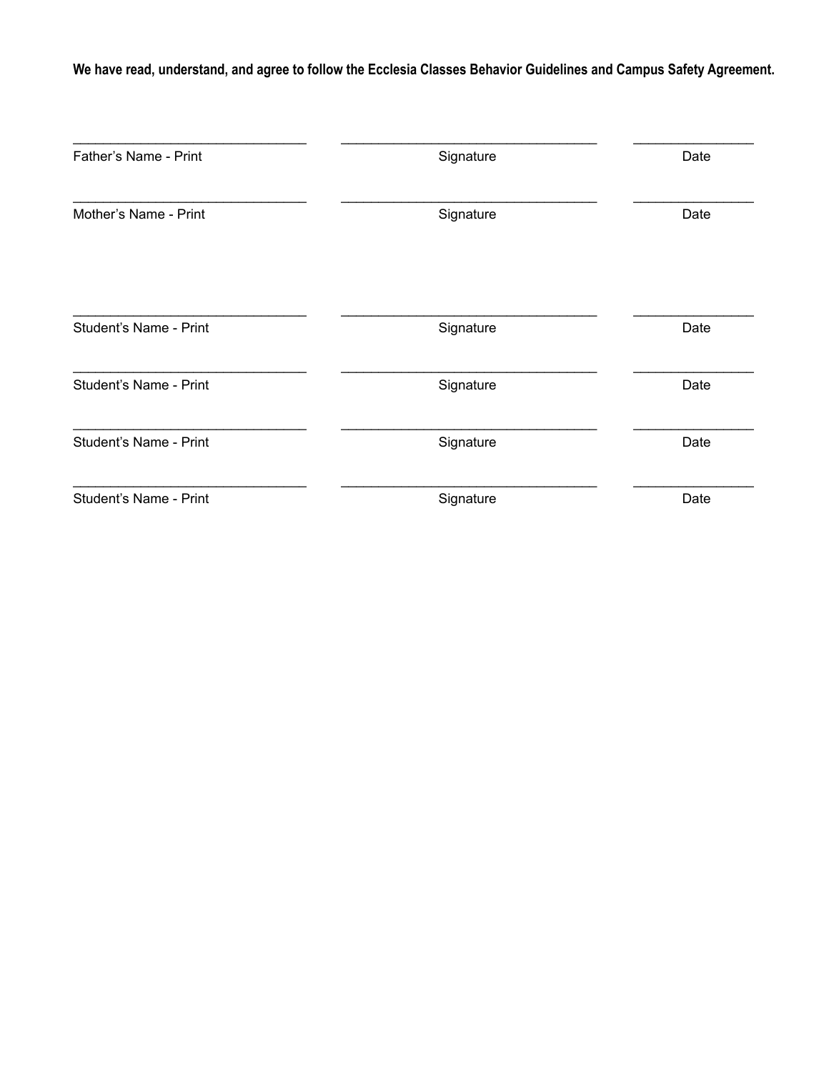**We have read, understand, and agree to follow the Ecclesia Classes Behavior Guidelines and Campus Safety Agreement.**

| | | |
|---|---|---|
| _______________________________ | _________________________________ | _______________ |
| Father's Name - Print | Signature | Date |
| _______________________________ | _________________________________ | _______________ |
| Mother's Name - Print | Signature | Date |

| | | |
|---|---|---|
| _______________________________ | _________________________________ | _______________ |
| Student's Name - Print | Signature | Date |
| _______________________________ | _________________________________ | _______________ |
| Student's Name - Print | Signature | Date |
| _______________________________ | _________________________________ | _______________ |
| Student's Name - Print | Signature | Date |
| _______________________________ | _________________________________ | _______________ |
| Student's Name - Print | Signature | Date |